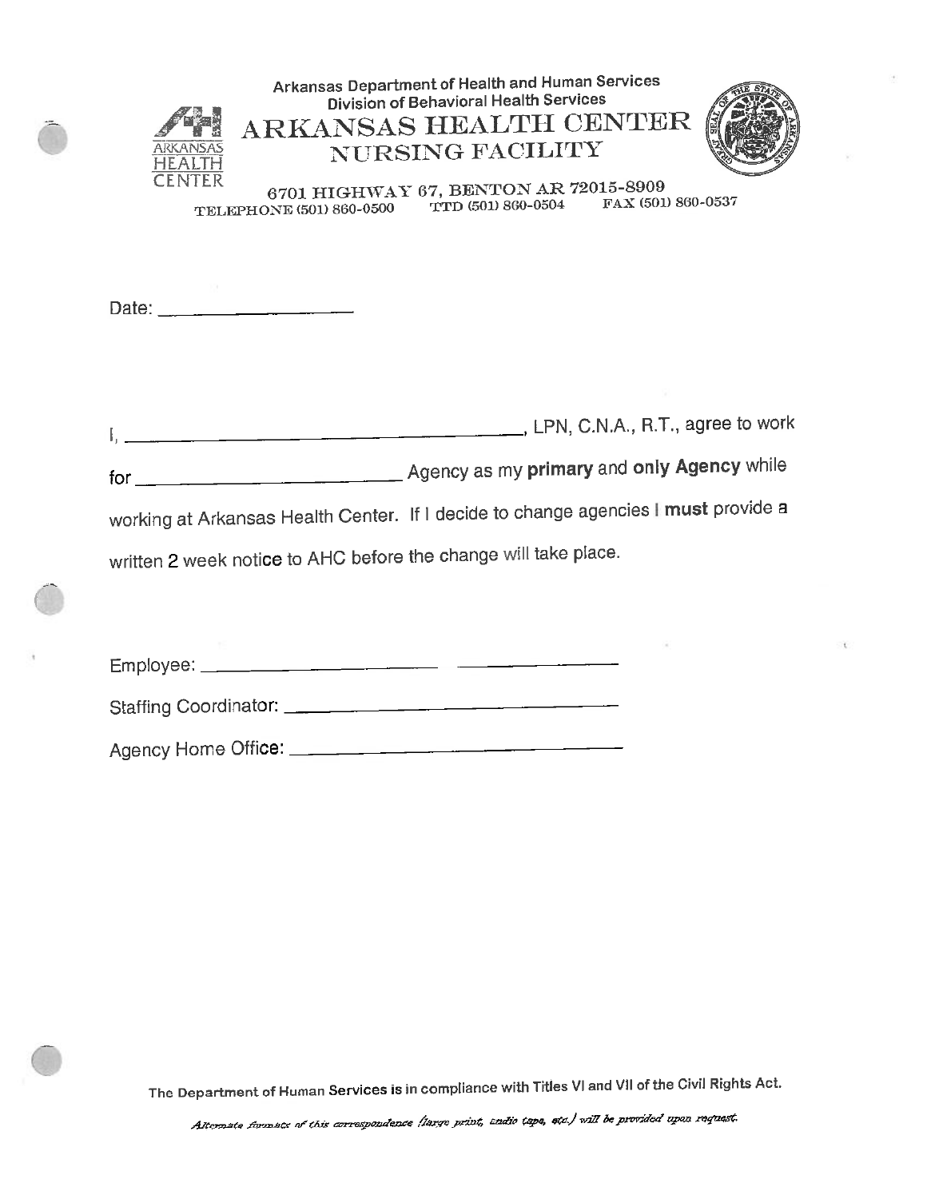Arkansas Department of Health and Human Services
Division of Behavioral Health Services

# ARKANSAS HEALTH CENTER
## NURSING FACILITY

ARKANSAS HEALTH CENTER

6701 HIGHWAY 67, BENTON AR 72015-8909
TELEPHONE (501) 860-0500 TTD (501) 860-0504 FAX (501) 860-0537

Date: ____________________

I, ________________________________________, LPN, C.N.A., R.T., agree to work for ________________________ Agency as my **primary** and **only Agency** while working at Arkansas Health Center. If I decide to change agencies I **must** provide a written 2 week notice to AHC before the change will take place.

Employee: ______________________ ______________

Staffing Coordinator: ________________________________

Agency Home Office: ________________________________

The Department of Human Services is in compliance with Titles VI and VII of the Civil Rights Act.

*Alternate formats of this correspondence (large print, audio tape, etc.) will be provided upon request.*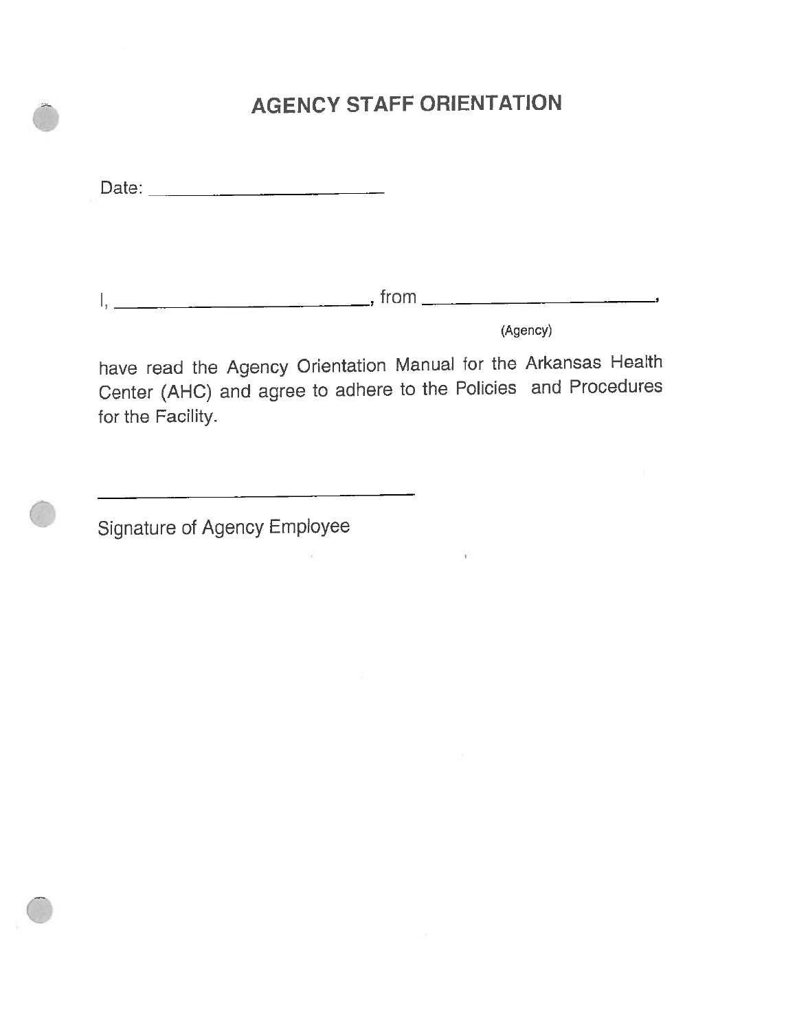# AGENCY STAFF ORIENTATION

Date: ______________________

I, __________________________, from ______________________,
(Agency)

have read the Agency Orientation Manual for the Arkansas Health Center (AHC) and agree to adhere to the Policies and Procedures for the Facility.

______________________________

Signature of Agency Employee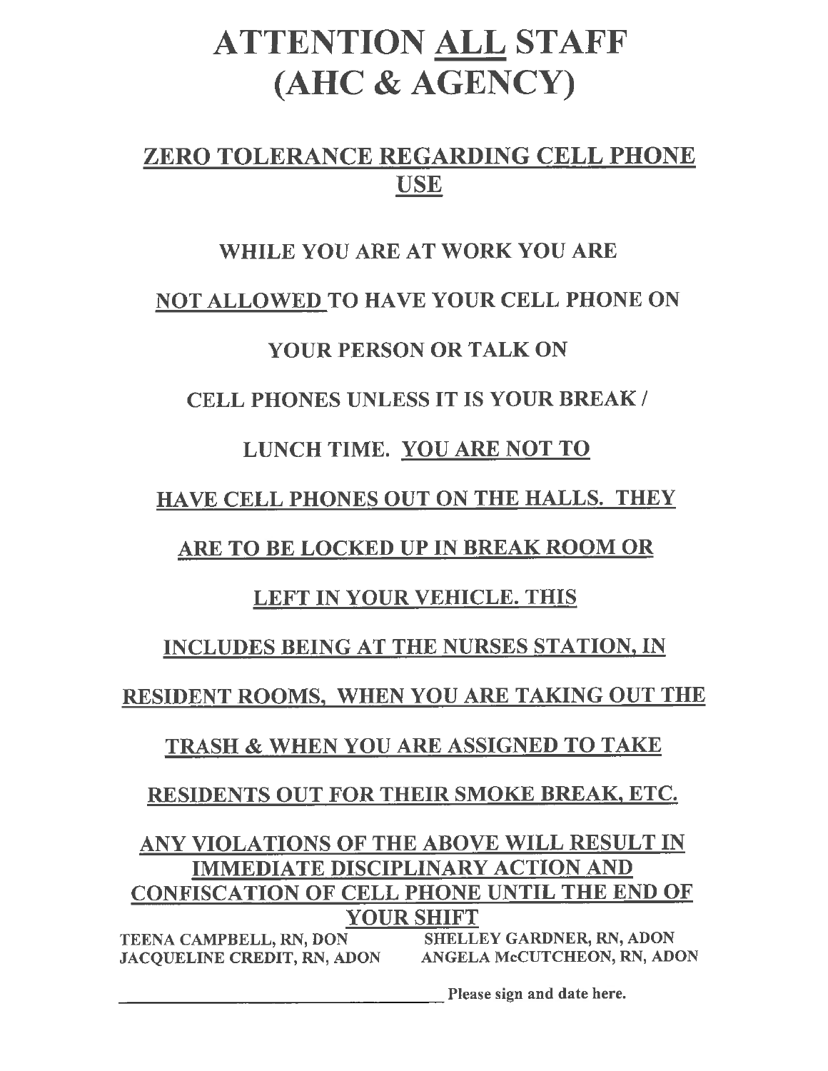# ATTENTION ALL STAFF (AHC & AGENCY)

## ZERO TOLERANCE REGARDING CELL PHONE USE

WHILE YOU ARE AT WORK YOU ARE NOT ALLOWED TO HAVE YOUR CELL PHONE ON YOUR PERSON OR TALK ON CELL PHONES UNLESS IT IS YOUR BREAK / LUNCH TIME. YOU ARE NOT TO HAVE CELL PHONES OUT ON THE HALLS. THEY ARE TO BE LOCKED UP IN BREAK ROOM OR LEFT IN YOUR VEHICLE. THIS INCLUDES BEING AT THE NURSES STATION, IN RESIDENT ROOMS, WHEN YOU ARE TAKING OUT THE TRASH & WHEN YOU ARE ASSIGNED TO TAKE RESIDENTS OUT FOR THEIR SMOKE BREAK, ETC.

**ANY VIOLATIONS OF THE ABOVE WILL RESULT IN IMMEDIATE DISCIPLINARY ACTION AND CONFISCATION OF CELL PHONE UNTIL THE END OF YOUR SHIFT**

TEENA CAMPBELL, RN, DON

SHELLEY GARDNER, RN, ADON

JACQUELINE CREDIT, RN, ADON

ANGELA McCUTCHEON, RN, ADON

______________________________ Please sign and date here.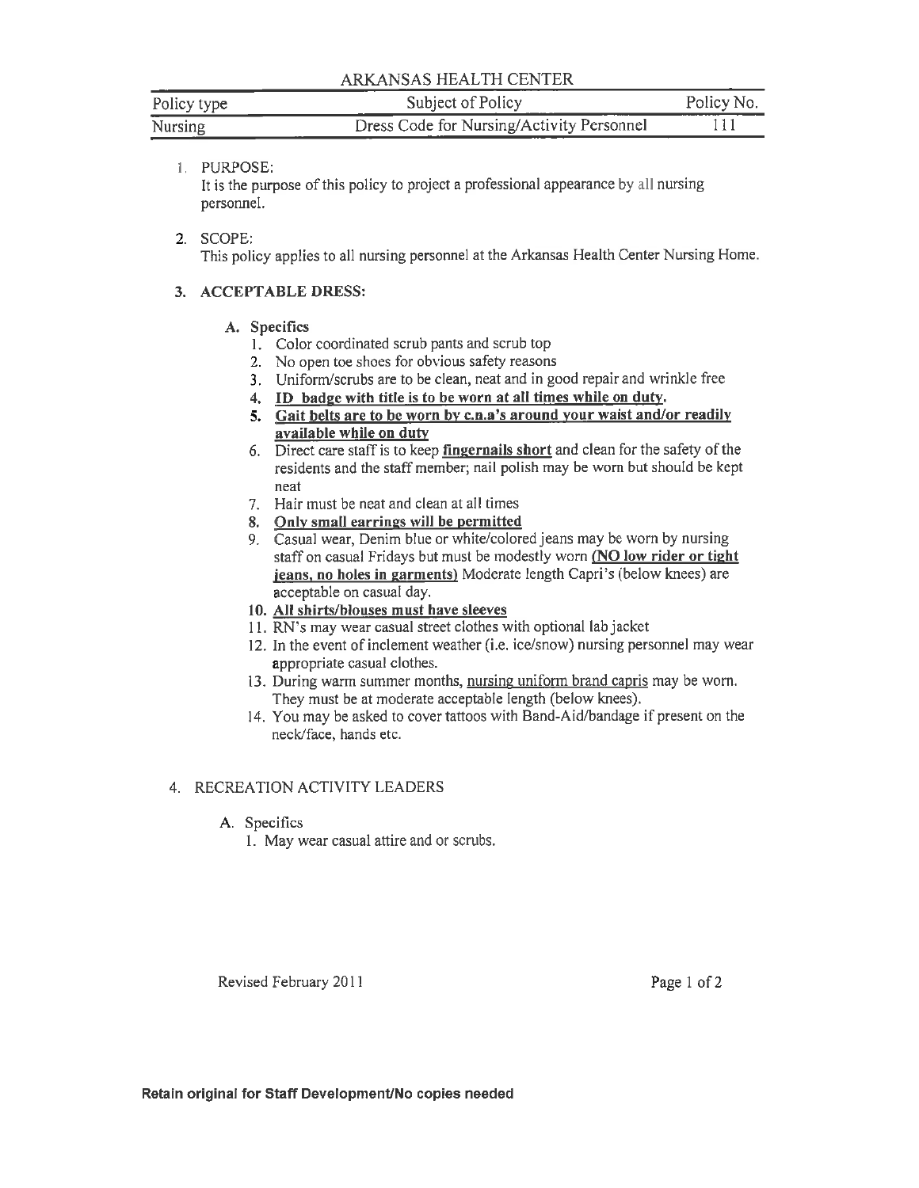ARKANSAS HEALTH CENTER

| Policy type | Subject of Policy | Policy No. |
|---|---|---|
| Nursing | Dress Code for Nursing/Activity Personnel | 111 |

1. PURPOSE:
   It is the purpose of this policy to project a professional appearance by all nursing personnel.

2. SCOPE:
   This policy applies to all nursing personnel at the Arkansas Health Center Nursing Home.

3. **ACCEPTABLE DRESS:**

   **A. Specifics**

   1. Color coordinated scrub pants and scrub top
   2. No open toe shoes for obvious safety reasons
   3. Uniform/scrubs are to be clean, neat and in good repair and wrinkle free
   4. **ID badge with title is to be worn at all times while on duty.**
   5. **Gait belts are to be worn by c.n.a's around your waist and/or readily available while on duty**
   6. Direct care staff is to keep **fingernails short** and clean for the safety of the residents and the staff member; nail polish may be worn but should be kept neat
   7. Hair must be neat and clean at all times
   8. **Only small earrings will be permitted**
   9. Casual wear, Denim blue or white/colored jeans may be worn by nursing staff on casual Fridays but must be modestly worn **(NO low rider or tight jeans, no holes in garments)** Moderate length Capri's (below knees) are acceptable on casual day.
   10. **All shirts/blouses must have sleeves**
   11. RN's may wear casual street clothes with optional lab jacket
   12. In the event of inclement weather (i.e. ice/snow) nursing personnel may wear appropriate casual clothes.
   13. During warm summer months, nursing uniform brand capris may be worn. They must be at moderate acceptable length (below knees).
   14. You may be asked to cover tattoos with Band-Aid/bandage if present on the neck/face, hands etc.

4. RECREATION ACTIVITY LEADERS

   A. Specifics

   1. May wear casual attire and or scrubs.

Revised February 2011

**Retain original for Staff Development/No copies needed**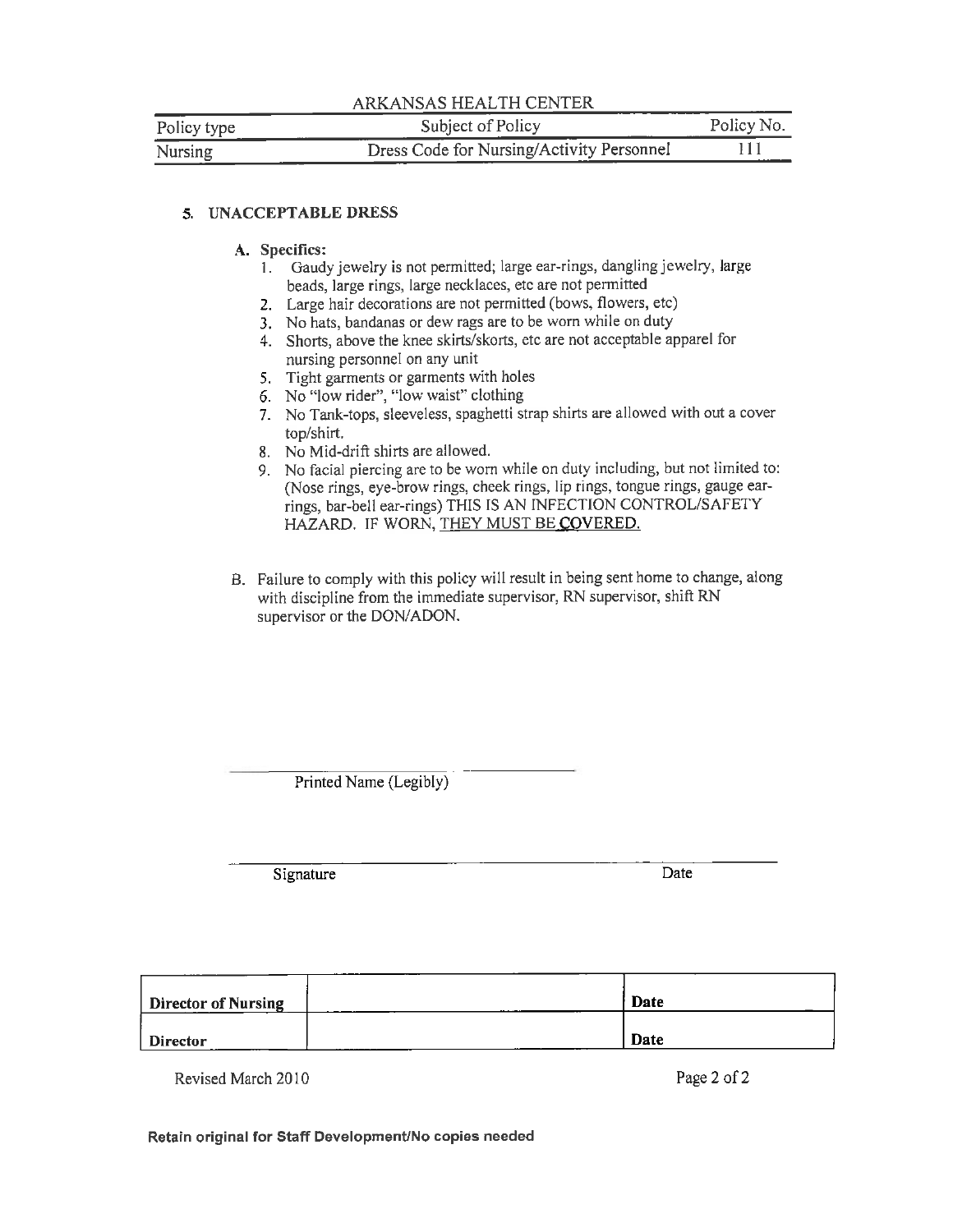ARKANSAS HEALTH CENTER

| Policy type | Subject of Policy | Policy No. |
|---|---|---|
| Nursing | Dress Code for Nursing/Activity Personnel | 111 |

**5. UNACCEPTABLE DRESS**

**A. Specifics:**

1. Gaudy jewelry is not permitted; large ear-rings, dangling jewelry, large beads, large rings, large necklaces, etc are not permitted
2. Large hair decorations are not permitted (bows, flowers, etc)
3. No hats, bandanas or dew rags are to be worn while on duty
4. Shorts, above the knee skirts/skorts, etc are not acceptable apparel for nursing personnel on any unit
5. Tight garments or garments with holes
6. No "low rider", "low waist" clothing
7. No Tank-tops, sleeveless, spaghetti strap shirts are allowed with out a cover top/shirt.
8. No Mid-drift shirts are allowed.
9. No facial piercing are to be worn while on duty including, but not limited to: (Nose rings, eye-brow rings, cheek rings, lip rings, tongue rings, gauge ear-rings, bar-bell ear-rings) THIS IS AN INFECTION CONTROL/SAFETY HAZARD. IF WORN, <u>THEY MUST BE COVERED.</u>

B. Failure to comply with this policy will result in being sent home to change, along with discipline from the immediate supervisor, RN supervisor, shift RN supervisor or the DON/ADON.

Printed Name (Legibly)

Signature Date

| Director of Nursing | | Date |
|---|---|---|
| Director | | Date |

Revised March 2010

**Retain original for Staff Development/No copies needed**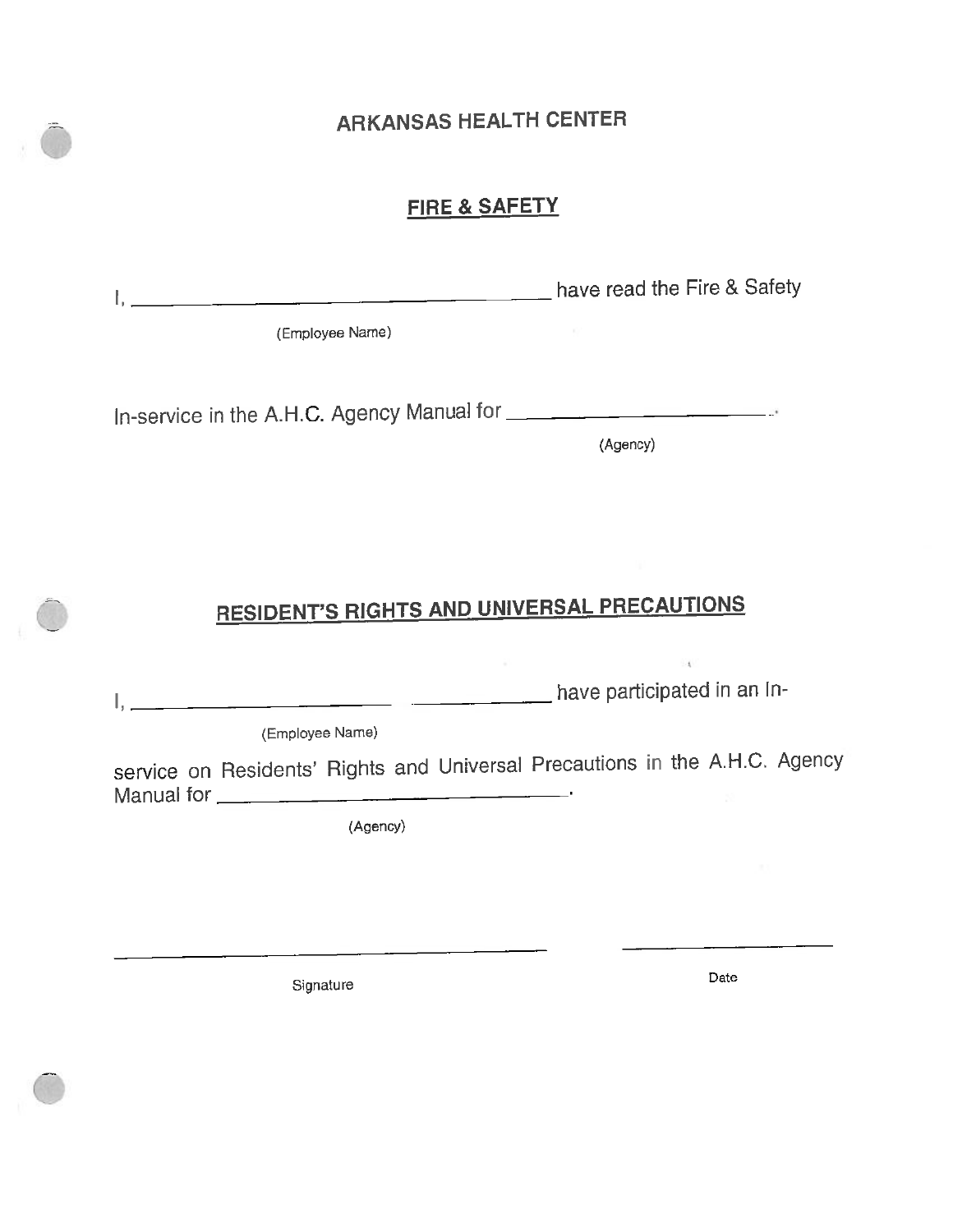# ARKANSAS HEALTH CENTER

## FIRE & SAFETY

I, ____________________________________ have read the Fire & Safety

(Employee Name)

In-service in the A.H.C. Agency Manual for ________________________.

(Agency)

## RESIDENT'S RIGHTS AND UNIVERSAL PRECAUTIONS

I, ________________________ ____________ have participated in an In-

(Employee Name)

service on Residents' Rights and Universal Precautions in the A.H.C. Agency Manual for ________________________________.

(Agency)

________________________________________ ____________________

Signature Date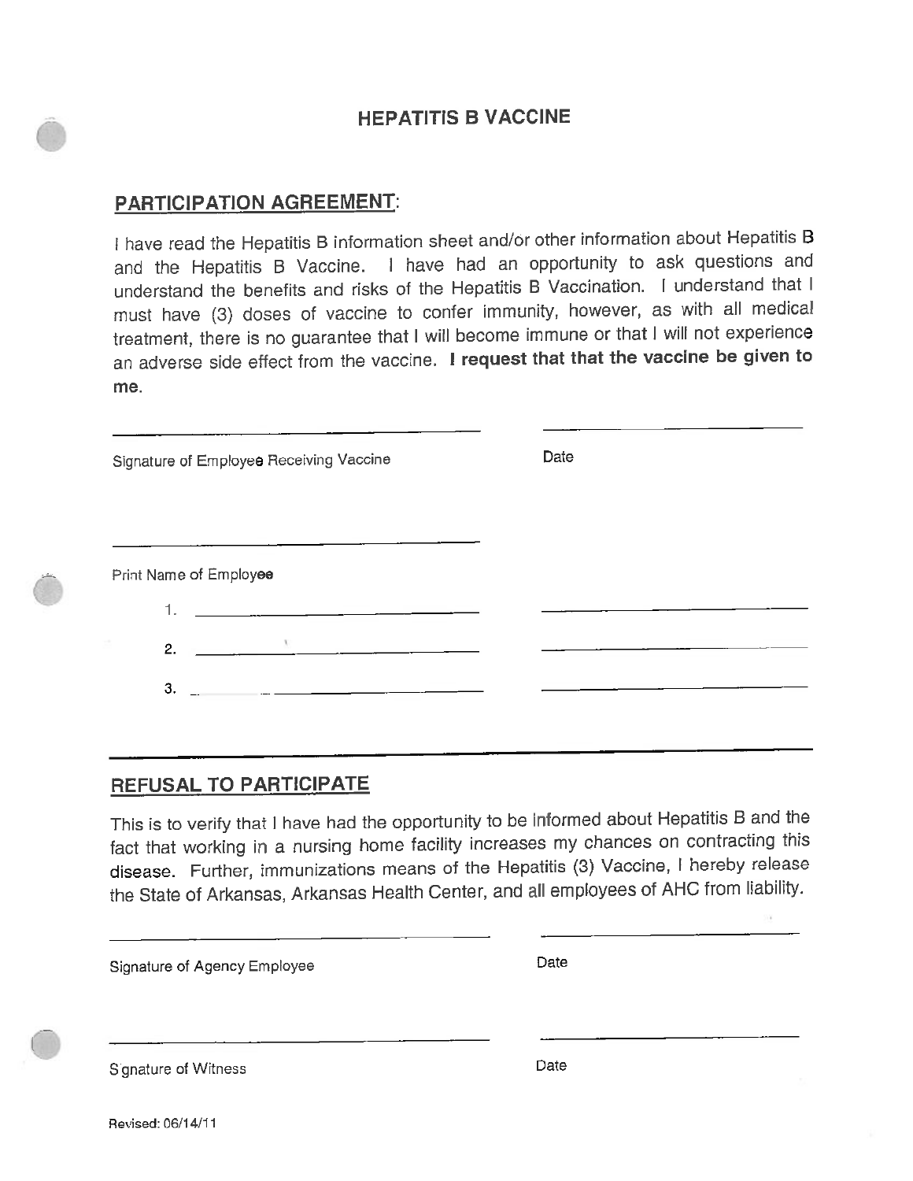# HEPATITIS B VACCINE

## PARTICIPATION AGREEMENT:

I have read the Hepatitis B information sheet and/or other information about Hepatitis B and the Hepatitis B Vaccine. I have had an opportunity to ask questions and understand the benefits and risks of the Hepatitis B Vaccination. I understand that I must have (3) doses of vaccine to confer immunity, however, as with all medical treatment, there is no guarantee that I will become immune or that I will not experience an adverse side effect from the vaccine. **I request that that the vaccine be given to me.**

______________________________ ______________________

Signature of Employee Receiving Vaccine  Date

______________________________

Print Name of Employee

1. ______________________ ______________________
2. ______________________ ______________________
3. ______________________ ______________________

---

## REFUSAL TO PARTICIPATE

This is to verify that I have had the opportunity to be informed about Hepatitis B and the fact that working in a nursing home facility increases my chances on contracting this disease. Further, immunizations means of the Hepatitis (3) Vaccine, I hereby release the State of Arkansas, Arkansas Health Center, and all employees of AHC from liability.

______________________________ ______________________

Signature of Agency Employee  Date

______________________________ ______________________

Signature of Witness  Date

Revised: 06/14/11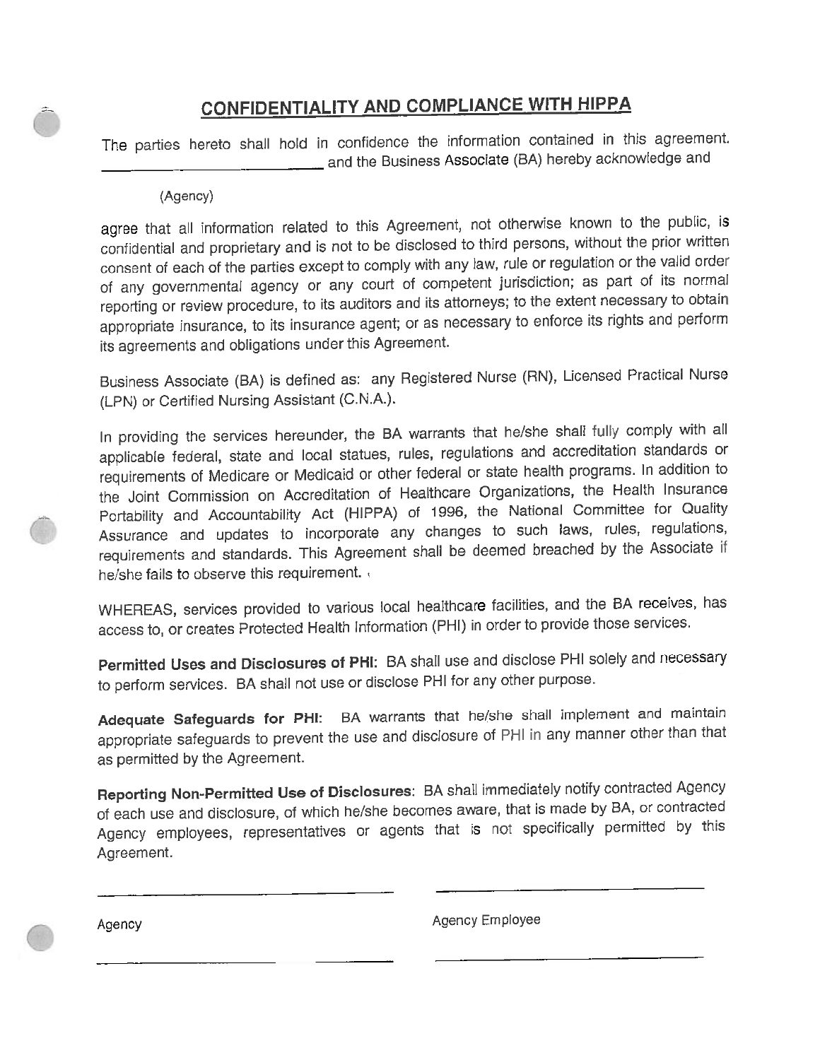## CONFIDENTIALITY AND COMPLIANCE WITH HIPPA

The parties hereto shall hold in confidence the information contained in this agreement. ______________________ and the Business Associate (BA) hereby acknowledge and

(Agency)

agree that all information related to this Agreement, not otherwise known to the public, is confidential and proprietary and is not to be disclosed to third persons, without the prior written consent of each of the parties except to comply with any law, rule or regulation or the valid order of any governmental agency or any court of competent jurisdiction; as part of its normal reporting or review procedure, to its auditors and its attorneys; to the extent necessary to obtain appropriate insurance, to its insurance agent; or as necessary to enforce its rights and perform its agreements and obligations under this Agreement.

Business Associate (BA) is defined as: any Registered Nurse (RN), Licensed Practical Nurse (LPN) or Certified Nursing Assistant (C.N.A.).

In providing the services hereunder, the BA warrants that he/she shall fully comply with all applicable federal, state and local statues, rules, regulations and accreditation standards or requirements of Medicare or Medicaid or other federal or state health programs. In addition to the Joint Commission on Accreditation of Healthcare Organizations, the Health Insurance Portability and Accountability Act (HIPPA) of 1996, the National Committee for Quality Assurance and updates to incorporate any changes to such laws, rules, regulations, requirements and standards. This Agreement shall be deemed breached by the Associate if he/she fails to observe this requirement.

WHEREAS, services provided to various local healthcare facilities, and the BA receives, has access to, or creates Protected Health Information (PHI) in order to provide those services.

**Permitted Uses and Disclosures of PHI:** BA shall use and disclose PHI solely and necessary to perform services. BA shall not use or disclose PHI for any other purpose.

**Adequate Safeguards for PHI:** BA warrants that he/she shall implement and maintain appropriate safeguards to prevent the use and disclosure of PHI in any manner other than that as permitted by the Agreement.

**Reporting Non-Permitted Use of Disclosures:** BA shall immediately notify contracted Agency of each use and disclosure, of which he/she becomes aware, that is made by BA, or contracted Agency employees, representatives or agents that is not specifically permitted by this Agreement.

______________________ ______________________

Agency Agency Employee

______________________ ______________________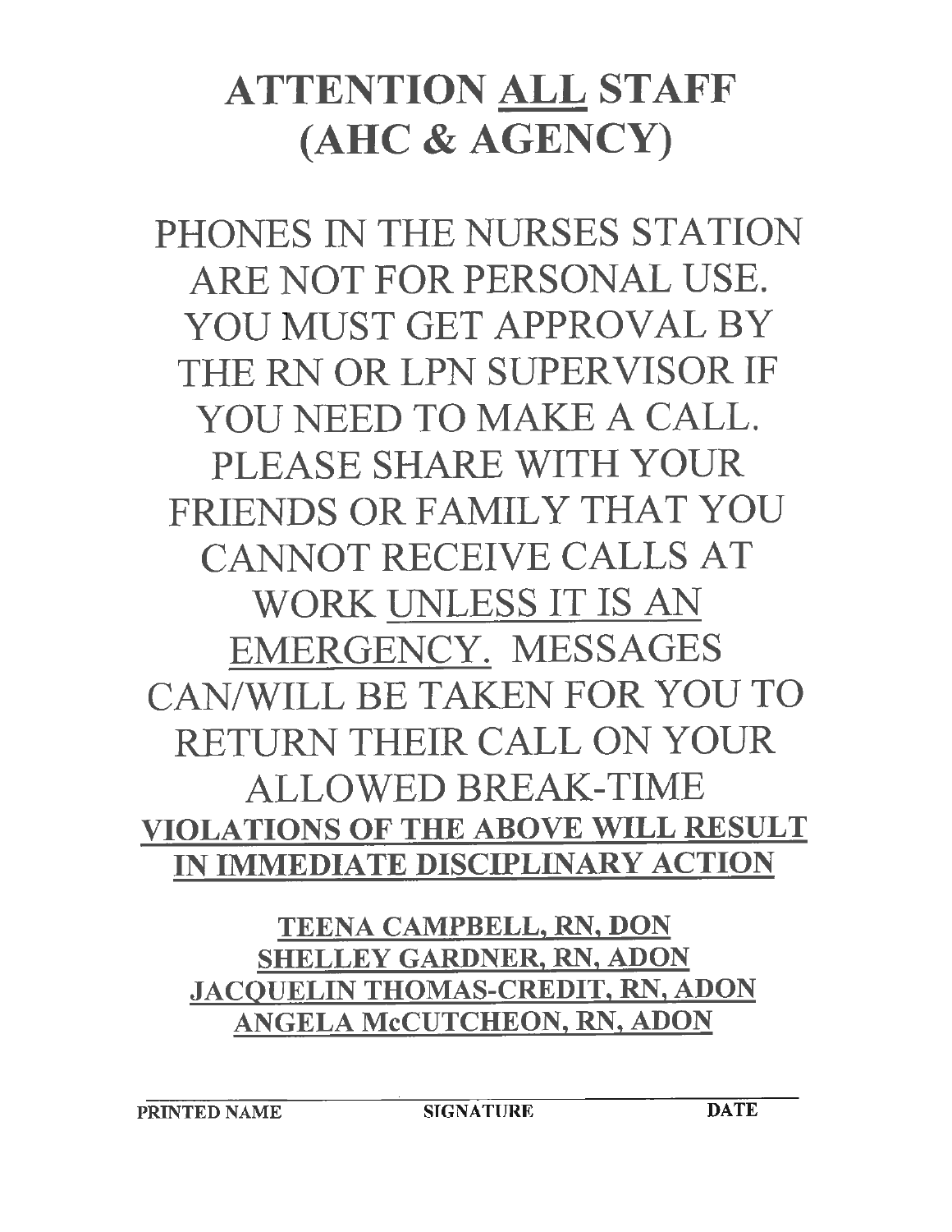# ATTENTION <u>ALL</u> STAFF (AHC & AGENCY)

PHONES IN THE NURSES STATION ARE NOT FOR PERSONAL USE. YOU MUST GET APPROVAL BY THE RN OR LPN SUPERVISOR IF YOU NEED TO MAKE A CALL. PLEASE SHARE WITH YOUR FRIENDS OR FAMILY THAT YOU CANNOT RECEIVE CALLS AT WORK <u>UNLESS IT IS AN EMERGENCY.</u> MESSAGES CAN/WILL BE TAKEN FOR YOU TO RETURN THEIR CALL ON YOUR ALLOWED BREAK-TIME

**<u>VIOLATIONS OF THE ABOVE WILL RESULT IN IMMEDIATE DISCIPLINARY ACTION</u>**

**<u>TEENA CAMPBELL, RN, DON</u>**
**<u>SHELLEY GARDNER, RN, ADON</u>**
**<u>JACQUELIN THOMAS-CREDIT, RN, ADON</u>**
**<u>ANGELA McCUTCHEON, RN, ADON</u>**

**PRINTED NAME** ______ **SIGNATURE** ______ **DATE** ______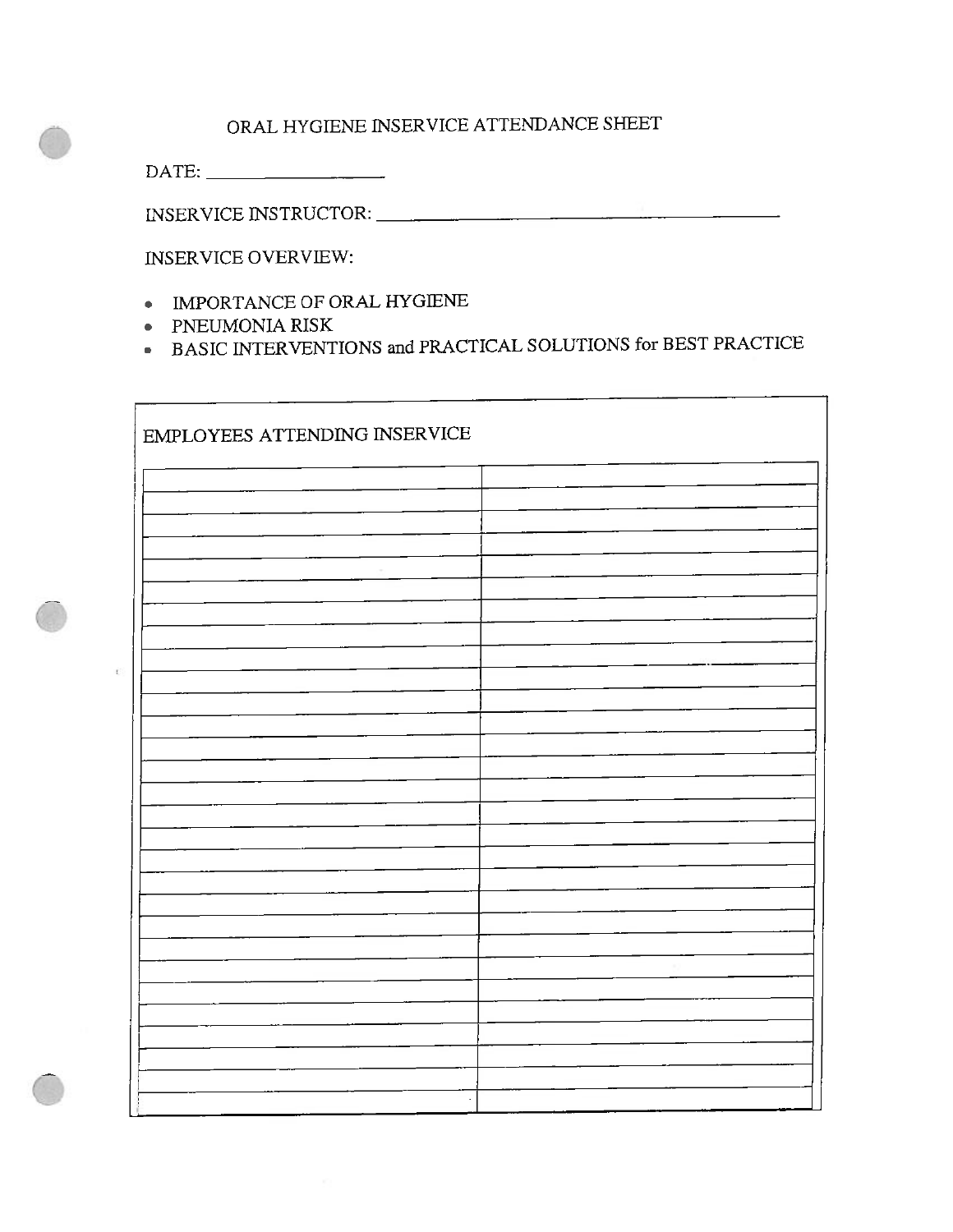# ORAL HYGIENE INSERVICE ATTENDANCE SHEET

DATE: ___________________

INSERVICE INSTRUCTOR: ___________________________________________

INSERVICE OVERVIEW:

- IMPORTANCE OF ORAL HYGIENE
- PNEUMONIA RISK
- BASIC INTERVENTIONS and PRACTICAL SOLUTIONS for BEST PRACTICE

| EMPLOYEES ATTENDING INSERVICE | |
|---|---|
| | |
| | |
| | |
| | |
| | |
| | |
| | |
| | |
| | |
| | |
| | |
| | |
| | |
| | |
| | |
| | |
| | |
| | |
| | |
| | |
| | |
| | |
| | |
| | |
| | |
| | |
| | |
| | |
| | |
| | |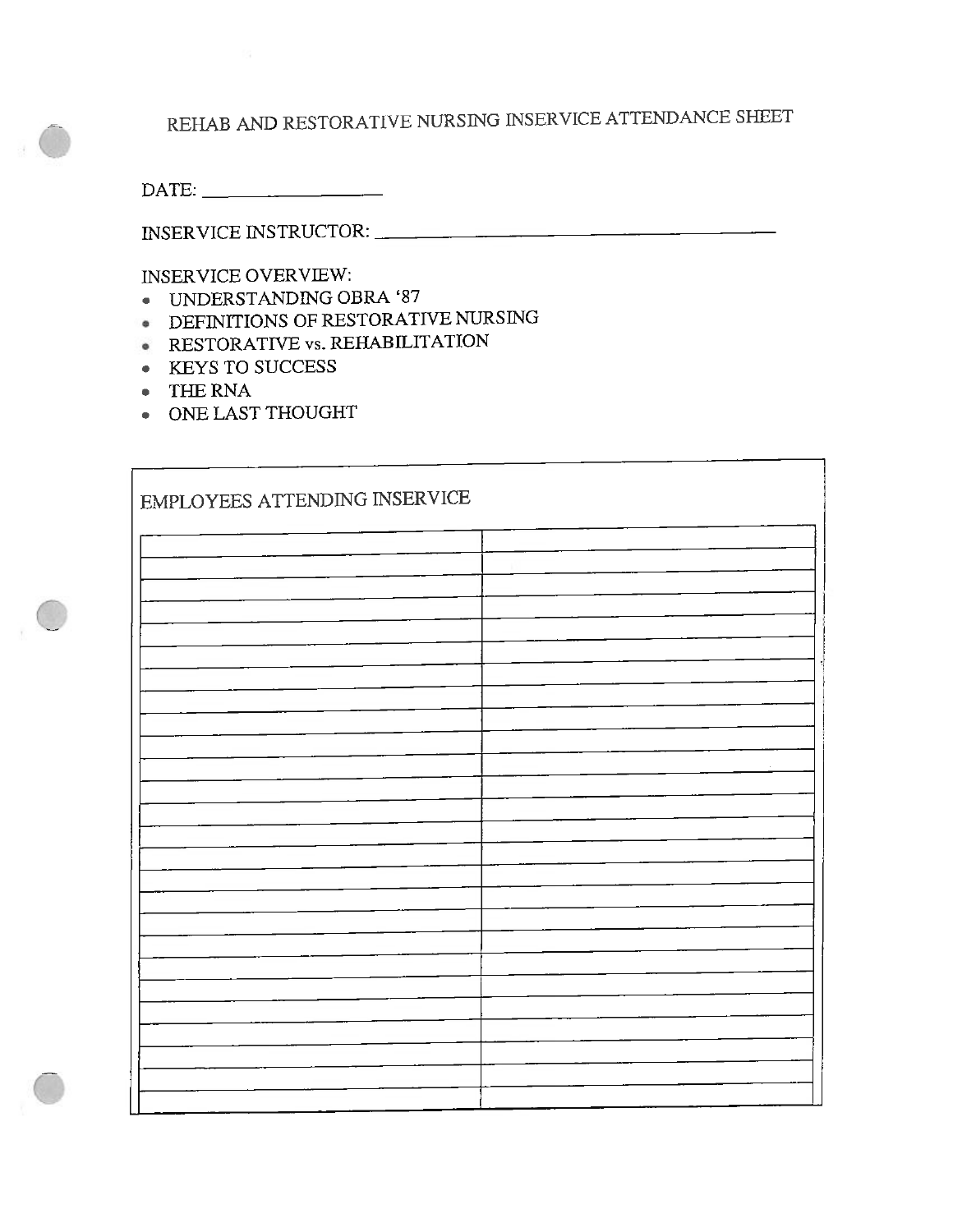# REHAB AND RESTORATIVE NURSING INSERVICE ATTENDANCE SHEET

DATE: ___________________

INSERVICE INSTRUCTOR: ________________________________________

INSERVICE OVERVIEW:

- UNDERSTANDING OBRA '87
- DEFINITIONS OF RESTORATIVE NURSING
- RESTORATIVE vs. REHABILITATION
- KEYS TO SUCCESS
- THE RNA
- ONE LAST THOUGHT

| EMPLOYEES ATTENDING INSERVICE | |
|---|---|
| | |
| | |
| | |
| | |
| | |
| | |
| | |
| | |
| | |
| | |
| | |
| | |
| | |
| | |
| | |
| | |
| | |
| | |
| | |
| | |
| | |
| | |
| | |
| | |
| | |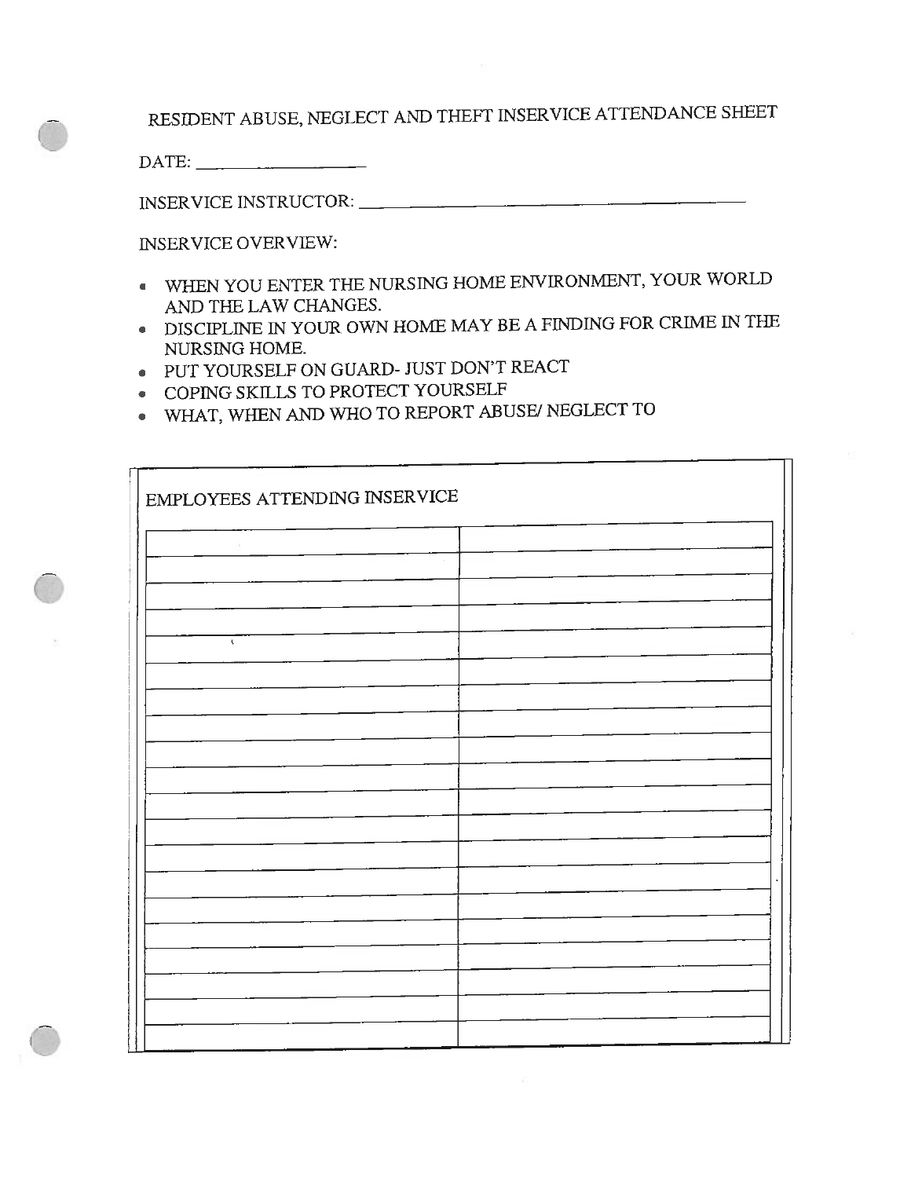# RESIDENT ABUSE, NEGLECT AND THEFT INSERVICE ATTENDANCE SHEET

DATE: ___________________

INSERVICE INSTRUCTOR: ______________________________________________

INSERVICE OVERVIEW:

- WHEN YOU ENTER THE NURSING HOME ENVIRONMENT, YOUR WORLD AND THE LAW CHANGES.
- DISCIPLINE IN YOUR OWN HOME MAY BE A FINDING FOR CRIME IN THE NURSING HOME.
- PUT YOURSELF ON GUARD- JUST DON'T REACT
- COPING SKILLS TO PROTECT YOURSELF
- WHAT, WHEN AND WHO TO REPORT ABUSE/ NEGLECT TO

| EMPLOYEES ATTENDING INSERVICE | |
|---|---|
| | |
| | |
| | |
| | |
| | |
| | |
| | |
| | |
| | |
| | |
| | |
| | |
| | |
| | |
| | |
| | |
| | |
| | |
| | |
| | |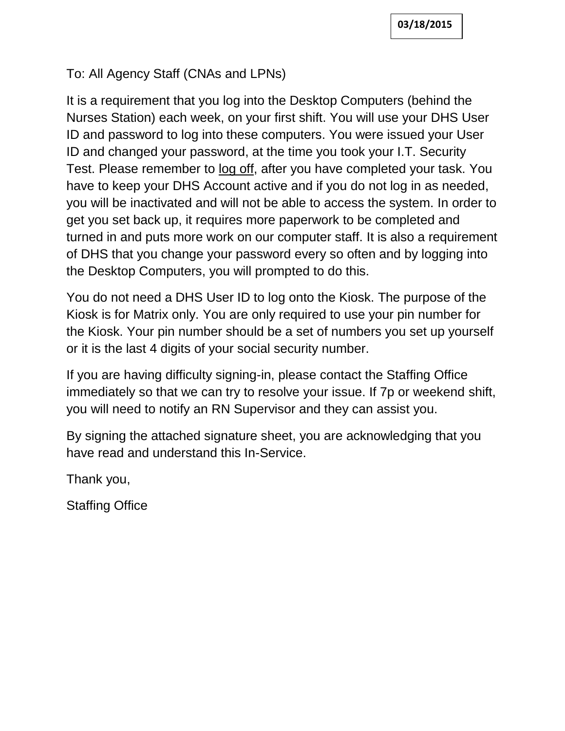**03/18/2015**

To: All Agency Staff (CNAs and LPNs)

It is a requirement that you log into the Desktop Computers (behind the Nurses Station) each week, on your first shift. You will use your DHS User ID and password to log into these computers. You were issued your User ID and changed your password, at the time you took your I.T. Security Test. Please remember to <u>log off</u>, after you have completed your task. You have to keep your DHS Account active and if you do not log in as needed, you will be inactivated and will not be able to access the system. In order to get you set back up, it requires more paperwork to be completed and turned in and puts more work on our computer staff. It is also a requirement of DHS that you change your password every so often and by logging into the Desktop Computers, you will prompted to do this.

You do not need a DHS User ID to log onto the Kiosk. The purpose of the Kiosk is for Matrix only. You are only required to use your pin number for the Kiosk. Your pin number should be a set of numbers you set up yourself or it is the last 4 digits of your social security number.

If you are having difficulty signing-in, please contact the Staffing Office immediately so that we can try to resolve your issue. If 7p or weekend shift, you will need to notify an RN Supervisor and they can assist you.

By signing the attached signature sheet, you are acknowledging that you have read and understand this In-Service.

Thank you,

Staffing Office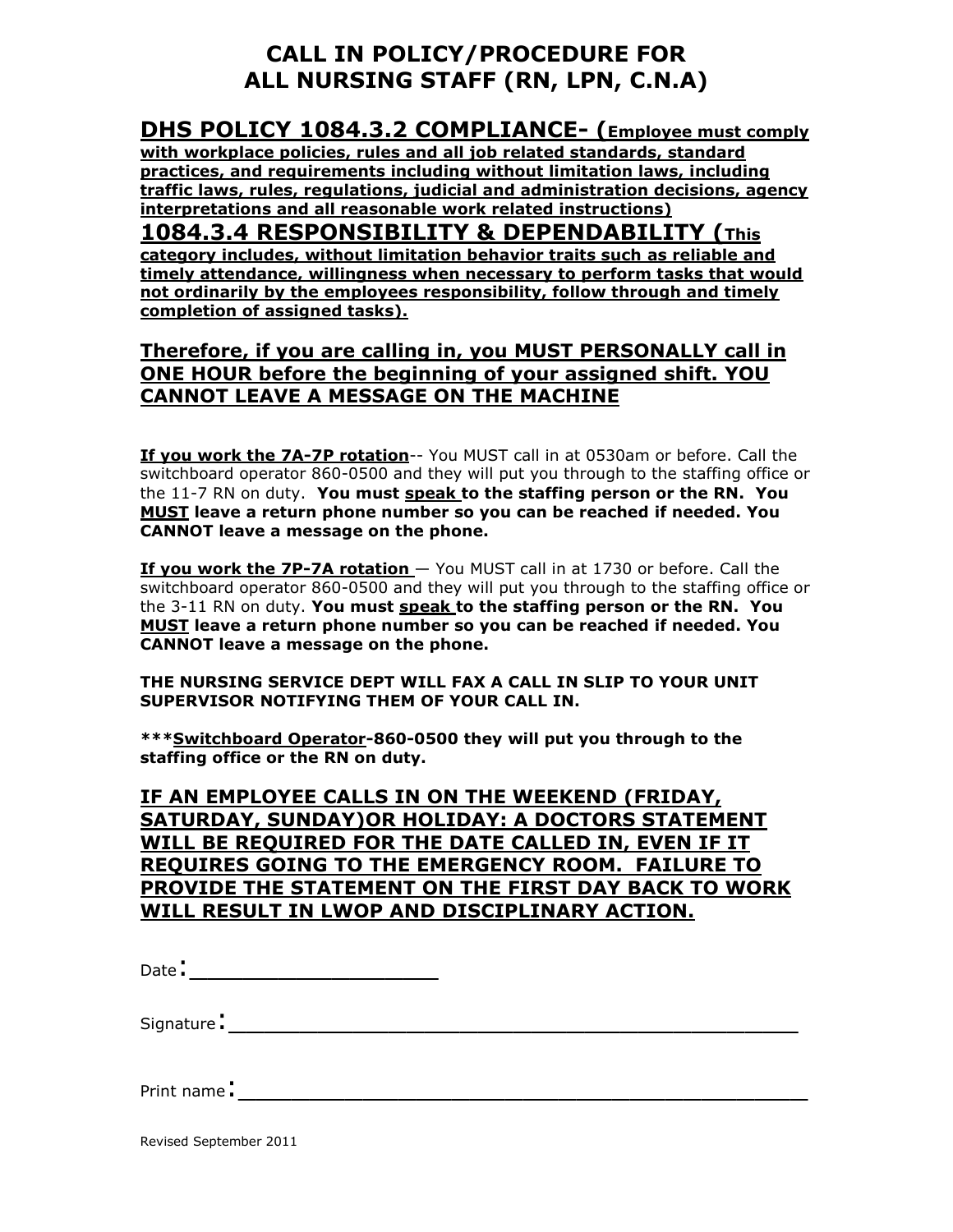# CALL IN POLICY/PROCEDURE FOR ALL NURSING STAFF (RN, LPN, C.N.A)

**DHS POLICY 1084.3.2 COMPLIANCE- (Employee must comply with workplace policies, rules and all job related standards, standard practices, and requirements including without limitation laws, including traffic laws, rules, regulations, judicial and administration decisions, agency interpretations and all reasonable work related instructions)**

**1084.3.4 RESPONSIBILITY & DEPENDABILITY (This category includes, without limitation behavior traits such as reliable and timely attendance, willingness when necessary to perform tasks that would not ordinarily by the employees responsibility, follow through and timely completion of assigned tasks).**

**Therefore, if you are calling in, you MUST PERSONALLY call in ONE HOUR before the beginning of your assigned shift. YOU CANNOT LEAVE A MESSAGE ON THE MACHINE**

**If you work the 7A-7P rotation**-- You MUST call in at 0530am or before. Call the switchboard operator 860-0500 and they will put you through to the staffing office or the 11-7 RN on duty. **You must speak to the staffing person or the RN. You MUST leave a return phone number so you can be reached if needed. You CANNOT leave a message on the phone.**

**If you work the 7P-7A rotation** — You MUST call in at 1730 or before. Call the switchboard operator 860-0500 and they will put you through to the staffing office or the 3-11 RN on duty. **You must speak to the staffing person or the RN. You MUST leave a return phone number so you can be reached if needed. You CANNOT leave a message on the phone.**

**THE NURSING SERVICE DEPT WILL FAX A CALL IN SLIP TO YOUR UNIT SUPERVISOR NOTIFYING THEM OF YOUR CALL IN.**

**\*\*\*Switchboard Operator-860-0500 they will put you through to the staffing office or the RN on duty.**

**IF AN EMPLOYEE CALLS IN ON THE WEEKEND (FRIDAY, SATURDAY, SUNDAY)OR HOLIDAY: A DOCTORS STATEMENT WILL BE REQUIRED FOR THE DATE CALLED IN, EVEN IF IT REQUIRES GOING TO THE EMERGENCY ROOM. FAILURE TO PROVIDE THE STATEMENT ON THE FIRST DAY BACK TO WORK WILL RESULT IN LWOP AND DISCIPLINARY ACTION.**

Date:______________________

Signature:__________________________________________________

Print name:__________________________________________________

Revised September 2011